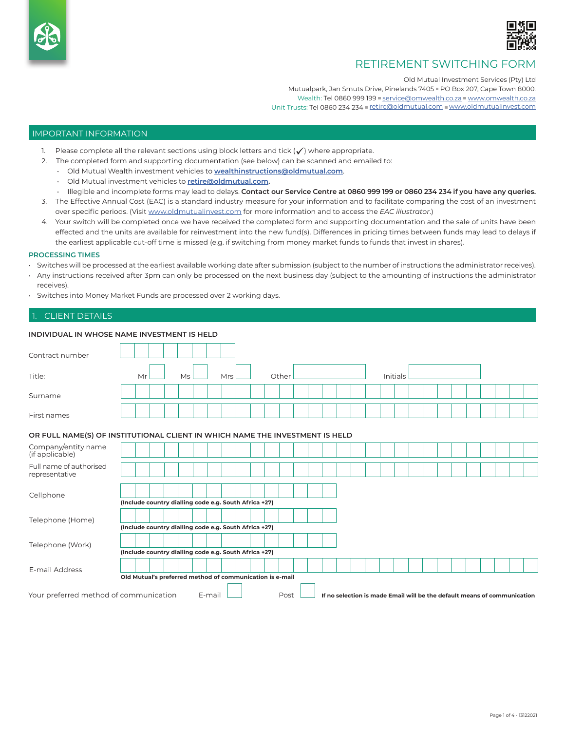# RETIREMENT SWITCHING FORM

Old Mutual Investment Services (Pty) Ltd
Mutualpark, Jan Smuts Drive, Pinelands 7405 ▪ PO Box 207, Cape Town 8000.
Wealth: Tel 0860 999 199 ▪ service@omwealth.co.za ▪ www.omwealth.co.za
Unit Trusts: Tel 0860 234 234 ▪ retire@oldmutual.com ▪ www.oldmutualinvest.com

## IMPORTANT INFORMATION

1. Please complete all the relevant sections using block letters and tick (✓) where appropriate.
2. The completed form and supporting documentation (see below) can be scanned and emailed to:
   - Old Mutual Wealth investment vehicles to **wealthinstructions@oldmutual.com**.
   - Old Mutual investment vehicles to **retire@oldmutual.com.**
   - Illegible and incomplete forms may lead to delays. **Contact our Service Centre at 0860 999 199 or 0860 234 234 if you have any queries.**
3. The Effective Annual Cost (EAC) is a standard industry measure for your information and to facilitate comparing the cost of an investment over specific periods. (Visit www.oldmutualinvest.com for more information and to access the *EAC illustrator*.)
4. Your switch will be completed once we have received the completed form and supporting documentation and the sale of units have been effected and the units are available for reinvestment into the new fund(s). Differences in pricing times between funds may lead to delays if the earliest applicable cut-off time is missed (e.g. if switching from money market funds to funds that invest in shares).

### PROCESSING TIMES

- Switches will be processed at the earliest available working date after submission (subject to the number of instructions the administrator receives).
- Any instructions received after 3pm can only be processed on the next business day (subject to the amounting of instructions the administrator receives).
- Switches into Money Market Funds are processed over 2 working days.

## 1. CLIENT DETAILS

### INDIVIDUAL IN WHOSE NAME INVESTMENT IS HELD

Contract number ______________________

Title: Mr ☐ Ms ☐ Mrs ☐ Other ______________ Initials ______________

Surname ______________________

First names ______________________

### OR FULL NAME(S) OF INSTITUTIONAL CLIENT IN WHICH NAME THE INVESTMENT IS HELD

Company/entity name (if applicable) ______________________

Full name of authorised representative ______________________

Cellphone ______________________
**(Include country dialling code e.g. South Africa +27)**

Telephone (Home) ______________________
**(Include country dialling code e.g. South Africa +27)**

Telephone (Work) ______________________
**(Include country dialling code e.g. South Africa +27)**

E-mail Address ______________________
**Old Mutual's preferred method of communication is e-mail**

Your preferred method of communication E-mail ☐ Post ☐ **If no selection is made Email will be the default means of communication**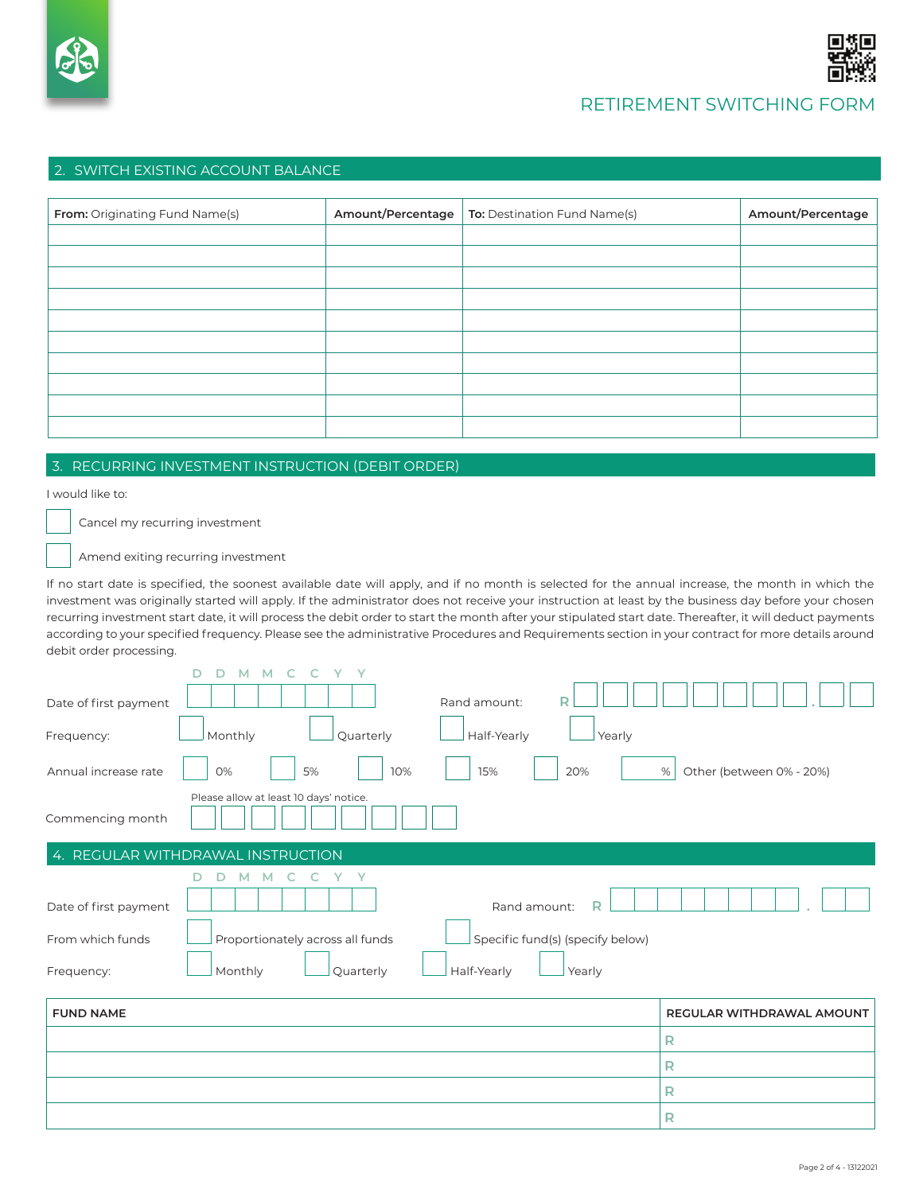# RETIREMENT SWITCHING FORM

## 2. SWITCH EXISTING ACCOUNT BALANCE

| **From:** Originating Fund Name(s) | **Amount/Percentage** | **To:** Destination Fund Name(s) | **Amount/Percentage** |
|---|---|---|---|
| | | | |
| | | | |
| | | | |
| | | | |
| | | | |
| | | | |
| | | | |
| | | | |
| | | | |
| | | | |

## 3. RECURRING INVESTMENT INSTRUCTION (DEBIT ORDER)

I would like to:

☐ Cancel my recurring investment

☐ Amend exiting recurring investment

If no start date is specified, the soonest available date will apply, and if no month is selected for the annual increase, the month in which the investment was originally started will apply. If the administrator does not receive your instruction at least by the business day before your chosen recurring investment start date, it will process the debit order to start the month after your stipulated start date. Thereafter, it will deduct payments according to your specified frequency. Please see the administrative Procedures and Requirements section in your contract for more details around debit order processing.

Date of first payment: D D M M C C Y Y &nbsp;&nbsp;&nbsp; Rand amount: R ________ . __

Frequency: ☐ Monthly ☐ Quarterly ☐ Half-Yearly ☐ Yearly

Annual increase rate: ☐ 0% ☐ 5% ☐ 10% ☐ 15% ☐ 20% ____ % Other (between 0% - 20%)

Please allow at least 10 days' notice.

Commencing month: ____________

## 4. REGULAR WITHDRAWAL INSTRUCTION

Date of first payment: D D M M C C Y Y &nbsp;&nbsp;&nbsp; Rand amount: R ________ . __

From which funds: ☐ Proportionately across all funds ☐ Specific fund(s) (specify below)

Frequency: ☐ Monthly ☐ Quarterly ☐ Half-Yearly ☐ Yearly

| FUND NAME | REGULAR WITHDRAWAL AMOUNT |
|---|---|
| | R |
| | R |
| | R |
| | R |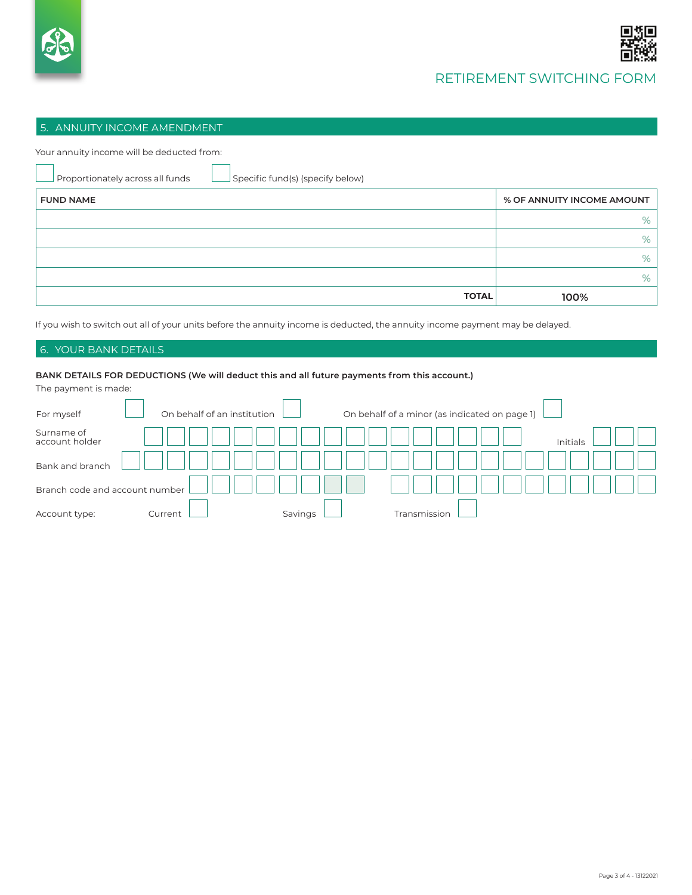# RETIREMENT SWITCHING FORM

## 5. ANNUITY INCOME AMENDMENT

Your annuity income will be deducted from:

☐ Proportionately across all funds ☐ Specific fund(s) (specify below)

| FUND NAME | % OF ANNUITY INCOME AMOUNT |
|---|---|
| | % |
| | % |
| | % |
| | % |
| **TOTAL** | 100% |

If you wish to switch out all of your units before the annuity income is deducted, the annuity income payment may be delayed.

## 6. YOUR BANK DETAILS

**BANK DETAILS FOR DEDUCTIONS (We will deduct this and all future payments from this account.)**

The payment is made:

For myself ☐ On behalf of an institution ☐ On behalf of a minor (as indicated on page 1) ☐

Surname of account holder ☐☐☐☐☐☐☐☐☐☐☐☐☐☐☐☐☐☐ Initials ☐☐☐

Bank and branch ☐☐☐☐☐☐☐☐☐☐☐☐☐☐☐☐☐☐☐☐☐☐☐☐

Branch code and account number ☐☐☐☐☐☐☐☐ ☐☐☐☐☐☐☐☐☐☐☐☐☐

Account type: Current ☐ Savings ☐ Transmission ☐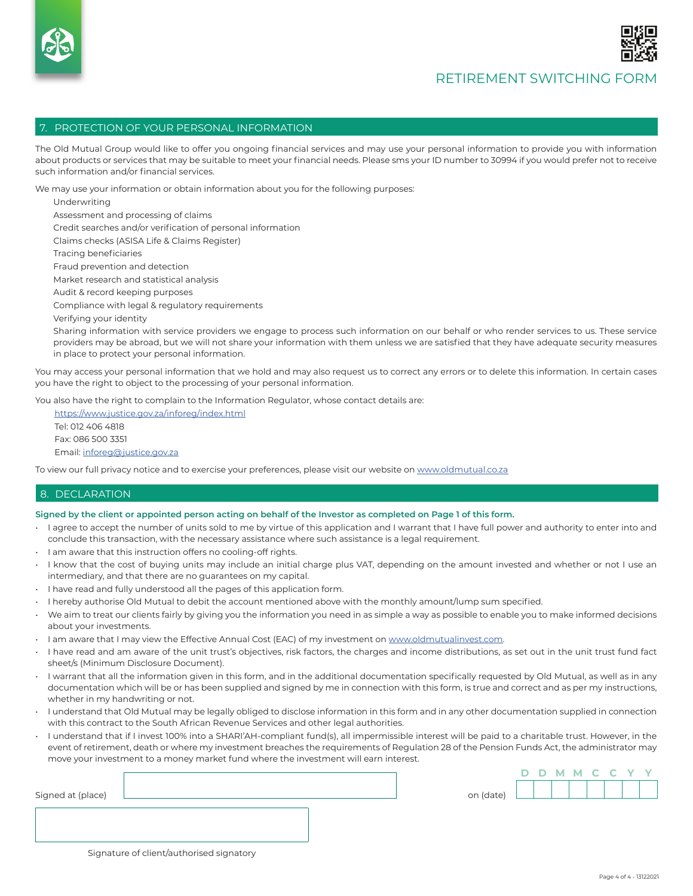# RETIREMENT SWITCHING FORM

## 7. PROTECTION OF YOUR PERSONAL INFORMATION

The Old Mutual Group would like to offer you ongoing financial services and may use your personal information to provide you with information about products or services that may be suitable to meet your financial needs. Please sms your ID number to 30994 if you would prefer not to receive such information and/or financial services.

We may use your information or obtain information about you for the following purposes:

- Underwriting
- Assessment and processing of claims
- Credit searches and/or verification of personal information
- Claims checks (ASISA Life & Claims Register)
- Tracing beneficiaries
- Fraud prevention and detection
- Market research and statistical analysis
- Audit & record keeping purposes
- Compliance with legal & regulatory requirements
- Verifying your identity
- Sharing information with service providers we engage to process such information on our behalf or who render services to us. These service providers may be abroad, but we will not share your information with them unless we are satisfied that they have adequate security measures in place to protect your personal information.

You may access your personal information that we hold and may also request us to correct any errors or to delete this information. In certain cases you have the right to object to the processing of your personal information.

You also have the right to complain to the Information Regulator, whose contact details are:

https://www.justice.gov.za/inforeg/index.html
Tel: 012 406 4818
Fax: 086 500 3351
Email: inforeg@justice.gov.za

To view our full privacy notice and to exercise your preferences, please visit our website on www.oldmutual.co.za

## 8. DECLARATION

**Signed by the client or appointed person acting on behalf of the Investor as completed on Page 1 of this form.**

- I agree to accept the number of units sold to me by virtue of this application and I warrant that I have full power and authority to enter into and conclude this transaction, with the necessary assistance where such assistance is a legal requirement.
- I am aware that this instruction offers no cooling-off rights.
- I know that the cost of buying units may include an initial charge plus VAT, depending on the amount invested and whether or not I use an intermediary, and that there are no guarantees on my capital.
- I have read and fully understood all the pages of this application form.
- I hereby authorise Old Mutual to debit the account mentioned above with the monthly amount/lump sum specified.
- We aim to treat our clients fairly by giving you the information you need in as simple a way as possible to enable you to make informed decisions about your investments.
- I am aware that I may view the Effective Annual Cost (EAC) of my investment on www.oldmutualinvest.com.
- I have read and am aware of the unit trust's objectives, risk factors, the charges and income distributions, as set out in the unit trust fund fact sheet/s (Minimum Disclosure Document).
- I warrant that all the information given in this form, and in the additional documentation specifically requested by Old Mutual, as well as in any documentation which will be or has been supplied and signed by me in connection with this form, is true and correct and as per my instructions, whether in my handwriting or not.
- I understand that Old Mutual may be legally obliged to disclose information in this form and in any other documentation supplied in connection with this contract to the South African Revenue Services and other legal authorities.
- I understand that if I invest 100% into a SHARI'AH-compliant fund(s), all impermissible interest will be paid to a charitable trust. However, in the event of retirement, death or where my investment breaches the requirements of Regulation 28 of the Pension Funds Act, the administrator may move your investment to a money market fund where the investment will earn interest.

Signed at (place) ______________________ on (date) D D M M C C Y Y

______________________

Signature of client/authorised signatory